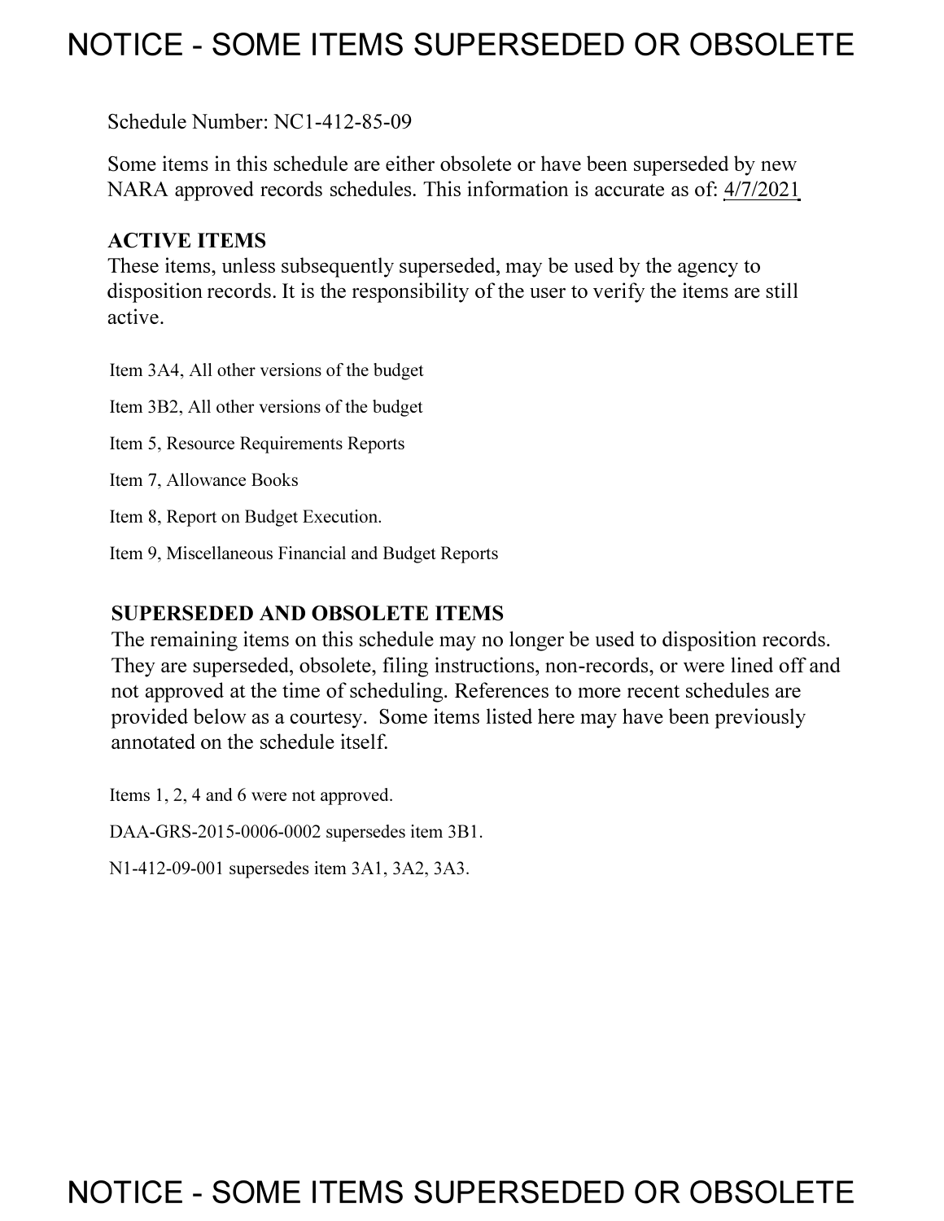# NOTICE - SOME ITEMS SUPERSEDED OR OBSOLETE

Schedule Number: NC1-412-85-09

Some items in this schedule are either obsolete or have been superseded by new NARA approved records schedules. This information is accurate as of: 4/7/2021

**ACTIVE ITEMS**

These items, unless subsequently superseded, may be used by the agency to disposition records. It is the responsibility of the user to verify the items are still active.

Item 3A4, All other versions of the budget

Item 3B2, All other versions of the budget

Item 5, Resource Requirements Reports

Item 7, Allowance Books

Item 8, Report on Budget Execution.

Item 9, Miscellaneous Financial and Budget Reports

**SUPERSEDED AND OBSOLETE ITEMS**

The remaining items on this schedule may no longer be used to disposition records. They are superseded, obsolete, filing instructions, non-records, or were lined off and not approved at the time of scheduling. References to more recent schedules are provided below as a courtesy. Some items listed here may have been previously annotated on the schedule itself.

Items 1, 2, 4 and 6 were not approved.

DAA-GRS-2015-0006-0002 supersedes item 3B1.

N1-412-09-001 supersedes item 3A1, 3A2, 3A3.

# NOTICE - SOME ITEMS SUPERSEDED OR OBSOLETE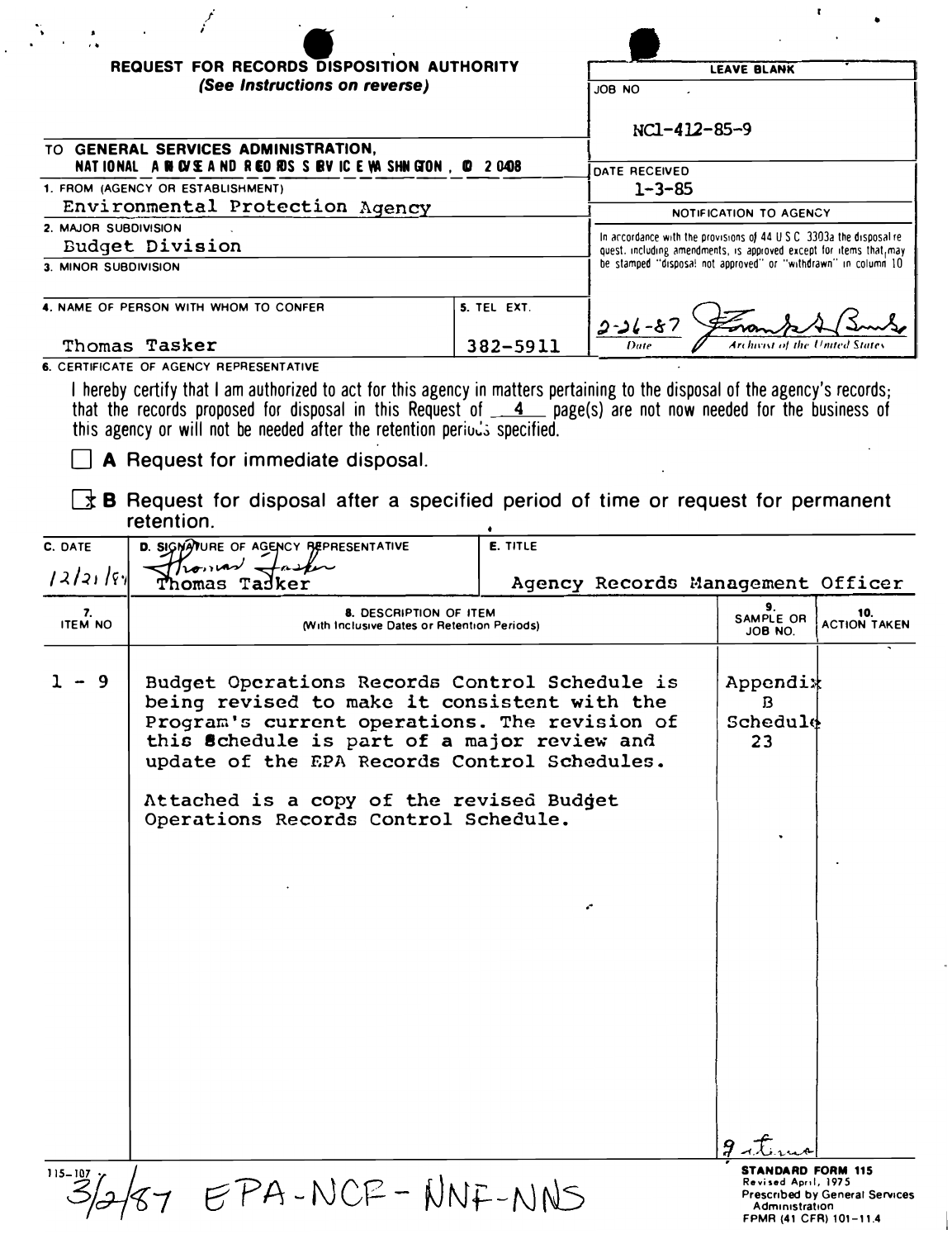**REQUEST FOR RECORDS DISPOSITION AUTHORITY**
*(See Instructions on reverse)*

| LEAVE BLANK |
|---|
| JOB NO NC1-412-85-9 |
| DATE RECEIVED 1-3-85 |
| NOTIFICATION TO AGENCY |
| In accordance with the provisions of 44 U.S.C. 3303a the disposal request, including amendments, is approved except for items that may be stamped "disposal not approved" or "withdrawn" in column 10 |
| 2-26-87 (Date) — [signature] Archivist of the United States |

TO **GENERAL SERVICES ADMINISTRATION, NATIONAL ARCHIVES AND RECORDS SERVICE, WASHINGTON, DC 20408**

1. FROM (AGENCY OR ESTABLISHMENT)
Environmental Protection Agency

2. MAJOR SUBDIVISION
Budget Division

3. MINOR SUBDIVISION

4. NAME OF PERSON WITH WHOM TO CONFER: Thomas Tasker

5. TEL EXT.: 382-5911

6. CERTIFICATE OF AGENCY REPRESENTATIVE

I hereby certify that I am authorized to act for this agency in matters pertaining to the disposal of the agency's records; that the records proposed for disposal in this Request of 4 page(s) are not now needed for the business of this agency or will not be needed after the retention periods specified.

☐ **A** Request for immediate disposal.

☒ **B** Request for disposal after a specified period of time or request for permanent retention.

| C. DATE | D. SIGNATURE OF AGENCY REPRESENTATIVE | E. TITLE |
|---|---|---|
| 12/21/84 | [signature] Thomas Tasker | Agency Records Management Officer |

| 7. ITEM NO | 8. DESCRIPTION OF ITEM (With Inclusive Dates or Retention Periods) | 9. SAMPLE OR JOB NO. | 10. ACTION TAKEN |
|---|---|---|---|
| 1 - 9 | Budget Operations Records Control Schedule is being revised to make it consistent with the Program's current operations. The revision of this Schedule is part of a major review and update of the EPA Records Control Schedules.<br><br>Attached is a copy of the revised Budget Operations Records Control Schedule. | Appendix B Schedule 23 | |

9 items

115-107

3/2/87 EPA-NCF-NNF-NNS

**STANDARD FORM 115**
Revised April, 1975
Prescribed by General Services Administration
FPMR (41 CFR) 101-11.4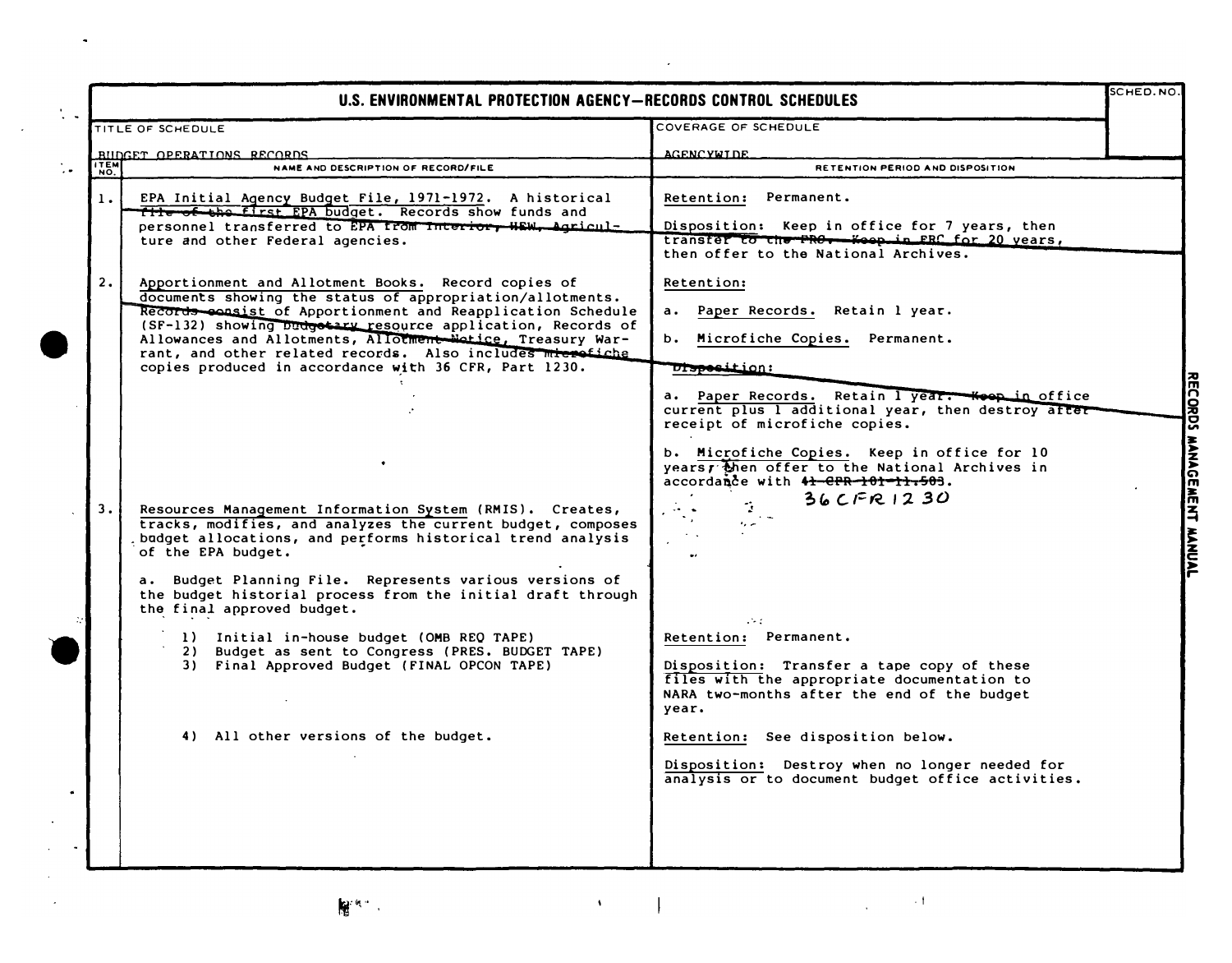# U.S. ENVIRONMENTAL PROTECTION AGENCY—RECORDS CONTROL SCHEDULES

| TITLE OF SCHEDULE | COVERAGE OF SCHEDULE | SCHED. NO. |
|---|---|---|
| BUDGET OPERATIONS RECORDS | AGENCYWIDE | |

| ITEM NO. | NAME AND DESCRIPTION OF RECORD/FILE | RETENTION PERIOD AND DISPOSITION |
|---|---|---|
| 1. | EPA Initial Agency Budget File, 1971-1972. A historical file of the first EPA budget. Records show funds and personnel transferred to EPA from Interior, HEW, Agriculture and other Federal agencies. | Retention: Permanent.<br><br>Disposition: Keep in office for 7 years, then transfer to the FRC. Keep in FRC for 20 years, then offer to the National Archives. |
| 2. | Apportionment and Allotment Books. Record copies of documents showing the status of appropriation/allotments. Records consist of Apportionment and Reapplication Schedule (SF-132) showing budgetary resource application, Records of Allowances and Allotments, Allotment Notice, Treasury Warrant, and other related records. Also includes microfiche copies produced in accordance with 36 CFR, Part 1230. | Retention:<br><br>a. Paper Records. Retain 1 year.<br><br>b. Microfiche Copies. Permanent.<br><br>Disposition:<br><br>a. Paper Records. Retain 1 year. Keep in office current plus 1 additional year, then destroy after receipt of microfiche copies.<br><br>b. Microfiche Copies. Keep in office for 10 years, then offer to the National Archives in accordance with ~~41 CFR 101-11.503~~. 36 CFR 1230 |
| 3. | Resources Management Information System (RMIS). Creates, tracks, modifies, and analyzes the current budget, composes budget allocations, and performs historical trend analysis of the EPA budget.<br><br>a. Budget Planning File. Represents various versions of the budget historial process from the initial draft through the final approved budget.<br><br>1) Initial in-house budget (OMB REQ TAPE)<br>2) Budget as sent to Congress (PRES. BUDGET TAPE)<br>3) Final Approved Budget (FINAL OPCON TAPE) | Retention: Permanent.<br><br>Disposition: Transfer a tape copy of these files with the appropriate documentation to NARA two-months after the end of the budget year. |
| | 4) All other versions of the budget. | Retention: See disposition below.<br><br>Disposition: Destroy when no longer needed for analysis or to document budget office activities. |

RECORDS MANAGEMENT MANUAL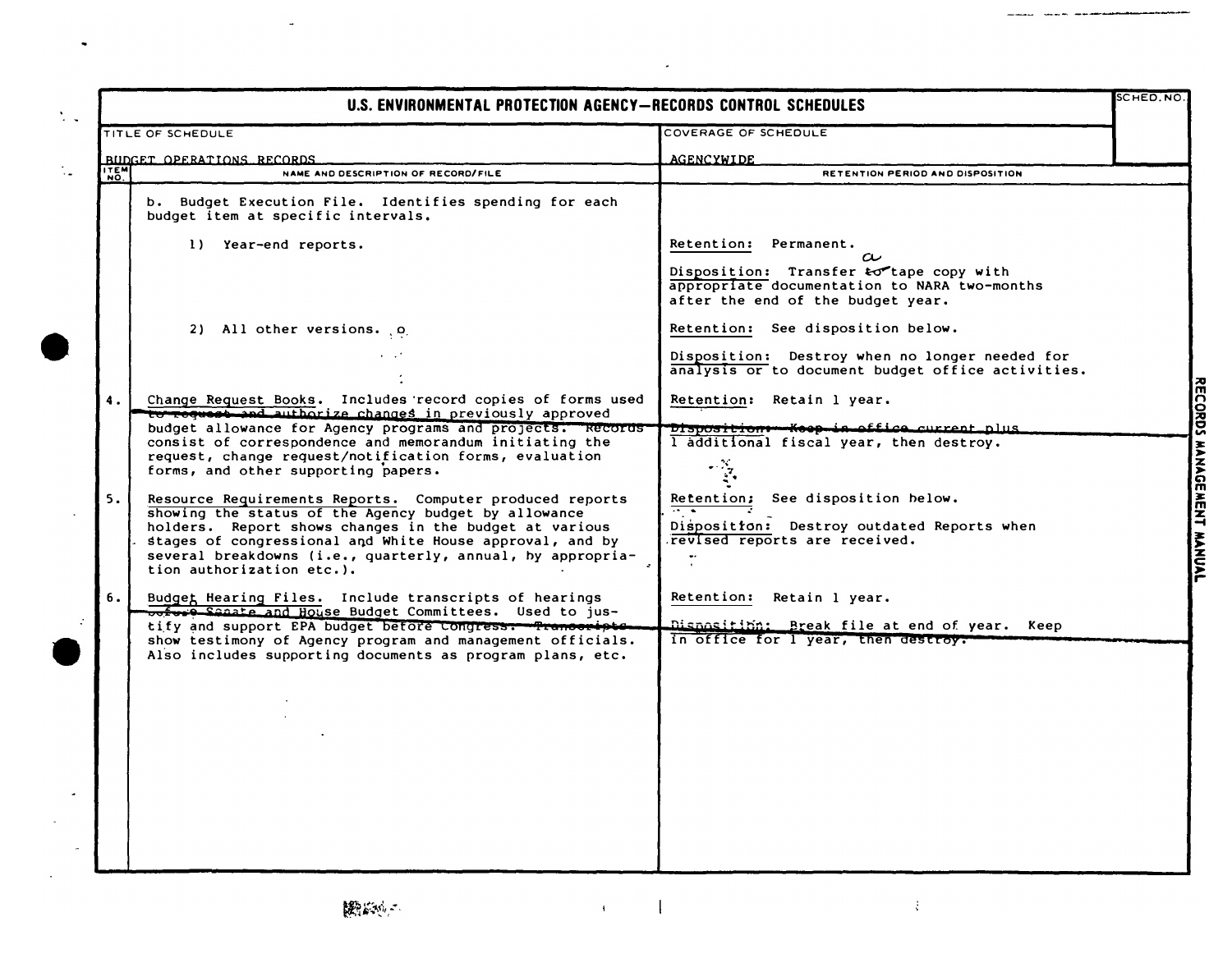# U.S. ENVIRONMENTAL PROTECTION AGENCY—RECORDS CONTROL SCHEDULES

| TITLE OF SCHEDULE | COVERAGE OF SCHEDULE | SCHED. NO. |
|---|---|---|
| BUDGET OPERATIONS RECORDS | AGENCYWIDE | |

| ITEM NO. | NAME AND DESCRIPTION OF RECORD/FILE | RETENTION PERIOD AND DISPOSITION |
|---|---|---|
| | b. Budget Execution File. Identifies spending for each budget item at specific intervals. | |
| | 1) Year-end reports. | Retention: Permanent.<br><br>Disposition: Transfer a tape copy with appropriate documentation to NARA two-months after the end of the budget year. |
| | 2) All other versions. | Retention: See disposition below.<br><br>Disposition: Destroy when no longer needed for analysis or to document budget office activities. |
| 4. | Change Request Books. Includes record copies of forms used to request and authorize changes in previously approved budget allowance for Agency programs and projects. Records consist of correspondence and memorandum initiating the request, change request/notification forms, evaluation forms, and other supporting papers. | Retention: Retain 1 year.<br><br>Disposition: Keep in office current plus 1 additional fiscal year, then destroy. |
| 5. | Resource Requirements Reports. Computer produced reports showing the status of the Agency budget by allowance holders. Report shows changes in the budget at various stages of congressional and White House approval, and by several breakdowns (i.e., quarterly, annual, by appropriation authorization etc.). | Retention: See disposition below.<br><br>Disposition: Destroy outdated Reports when revised reports are received. |
| 6. | Budget Hearing Files. Include transcripts of hearings before Senate and House Budget Committees. Used to justify and support EPA budget before Congress. Transcripts show testimony of Agency program and management officials. Also includes supporting documents as program plans, etc. | Retention: Retain 1 year.<br><br>Disposition: Break file at end of year. Keep in office for 1 year, then destroy. |

RECORDS MANAGEMENT MANUAL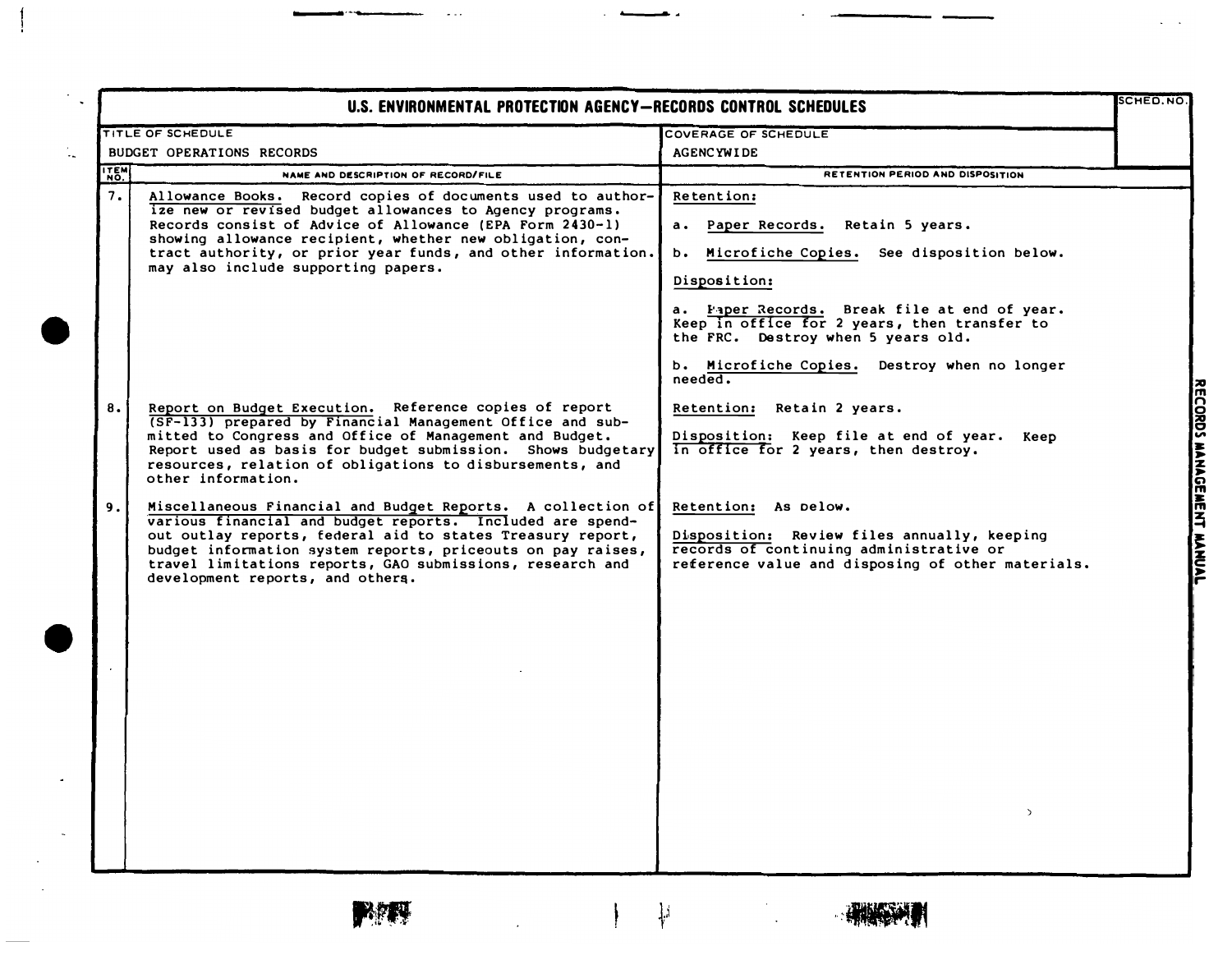# U.S. ENVIRONMENTAL PROTECTION AGENCY—RECORDS CONTROL SCHEDULES

| TITLE OF SCHEDULE | COVERAGE OF SCHEDULE | SCHED. NO. |
| --- | --- | --- |
| BUDGET OPERATIONS RECORDS | AGENCYWIDE | |

| ITEM NO. | NAME AND DESCRIPTION OF RECORD/FILE | RETENTION PERIOD AND DISPOSITION |
| --- | --- | --- |
| 7. | Allowance Books. Record copies of documents used to authorize new or revised budget allowances to Agency programs. Records consist of Advice of Allowance (EPA Form 2430-1) showing allowance recipient, whether new obligation, contract authority, or prior year funds, and other information. may also include supporting papers. | Retention:<br><br>a. Paper Records. Retain 5 years.<br><br>b. Microfiche Copies. See disposition below.<br><br>Disposition:<br><br>a. Paper Records. Break file at end of year. Keep in office for 2 years, then transfer to the FRC. Destroy when 5 years old.<br><br>b. Microfiche Copies. Destroy when no longer needed. |
| 8. | Report on Budget Execution. Reference copies of report (SF-133) prepared by Financial Management Office and submitted to Congress and Office of Management and Budget. Report used as basis for budget submission. Shows budgetary resources, relation of obligations to disbursements, and other information. | Retention: Retain 2 years.<br><br>Disposition: Keep file at end of year. Keep in office for 2 years, then destroy. |
| 9. | Miscellaneous Financial and Budget Reports. A collection of various financial and budget reports. Included are spend-out outlay reports, federal aid to states Treasury report, budget information system reports, priceouts on pay raises, travel limitations reports, GAO submissions, research and development reports, and others. | Retention: As below.<br><br>Disposition: Review files annually, keeping records of continuing administrative or reference value and disposing of other materials. |

RECORDS MANAGEMENT MANUAL